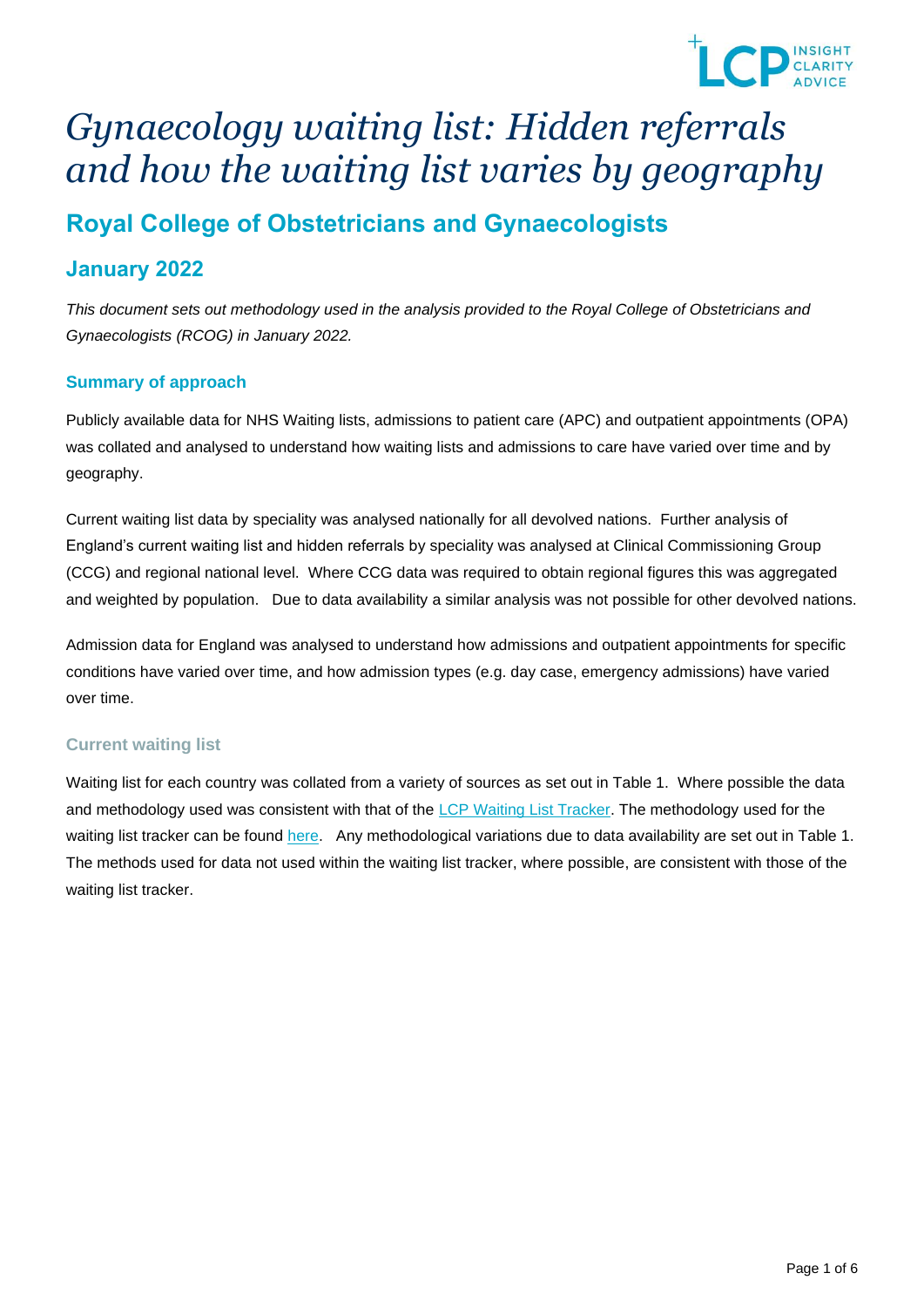# *Gynaecology waiting list: Hidden referrals and how the waiting list varies by geography*

## Royal College of Obstetricians and Gynaecologists

## January 2022

*This document sets out methodology used in the analysis provided to the Royal College of Obstetricians and Gynaecologists (RCOG) in January 2022.*

### Summary of approach

Publicly available data for NHS Waiting lists, admissions to patient care (APC) and outpatient appointments (OPA) was collated and analysed to understand how waiting lists and admissions to care have varied over time and by geography.

Current waiting list data by speciality was analysed nationally for all devolved nations. Further analysis of England's current waiting list and hidden referrals by speciality was analysed at Clinical Commissioning Group (CCG) and regional national level. Where CCG data was required to obtain regional figures this was aggregated and weighted by population. Due to data availability a similar analysis was not possible for other devolved nations.

Admission data for England was analysed to understand how admissions and outpatient appointments for specific conditions have varied over time, and how admission types (e.g. day case, emergency admissions) have varied over time.

#### Current waiting list

Waiting list for each country was collated from a variety of sources as set out in Table 1. Where possible the data and methodology used was consistent with that of the LCP Waiting List Tracker. The methodology used for the waiting list tracker can be found here. Any methodological variations due to data availability are set out in Table 1. The methods used for data not used within the waiting list tracker, where possible, are consistent with those of the waiting list tracker.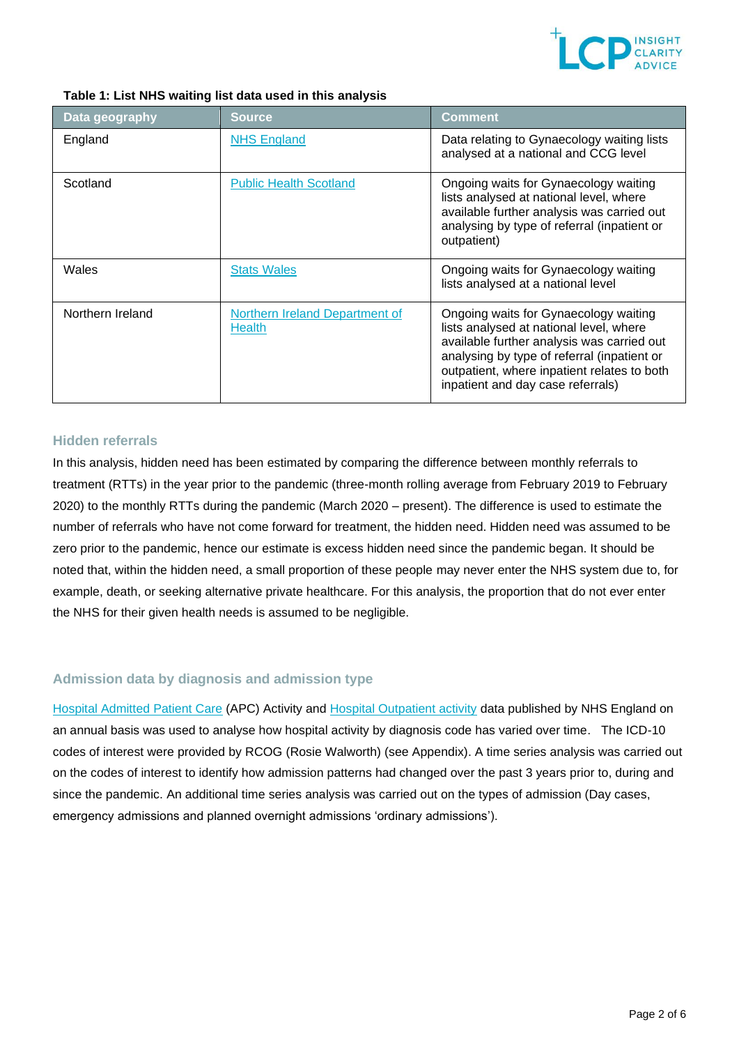**Table 1: List NHS waiting list data used in this analysis**

| Data geography | Source | Comment |
| --- | --- | --- |
| England | NHS England | Data relating to Gynaecology waiting lists analysed at a national and CCG level |
| Scotland | Public Health Scotland | Ongoing waits for Gynaecology waiting lists analysed at national level, where available further analysis was carried out analysing by type of referral (inpatient or outpatient) |
| Wales | Stats Wales | Ongoing waits for Gynaecology waiting lists analysed at a national level |
| Northern Ireland | Northern Ireland Department of Health | Ongoing waits for Gynaecology waiting lists analysed at national level, where available further analysis was carried out analysing by type of referral (inpatient or outpatient, where inpatient relates to both inpatient and day case referrals) |

## Hidden referrals

In this analysis, hidden need has been estimated by comparing the difference between monthly referrals to treatment (RTTs) in the year prior to the pandemic (three-month rolling average from February 2019 to February 2020) to the monthly RTTs during the pandemic (March 2020 – present). The difference is used to estimate the number of referrals who have not come forward for treatment, the hidden need. Hidden need was assumed to be zero prior to the pandemic, hence our estimate is excess hidden need since the pandemic began. It should be noted that, within the hidden need, a small proportion of these people may never enter the NHS system due to, for example, death, or seeking alternative private healthcare. For this analysis, the proportion that do not ever enter the NHS for their given health needs is assumed to be negligible.

## Admission data by diagnosis and admission type

Hospital Admitted Patient Care (APC) Activity and Hospital Outpatient activity data published by NHS England on an annual basis was used to analyse how hospital activity by diagnosis code has varied over time. The ICD-10 codes of interest were provided by RCOG (Rosie Walworth) (see Appendix). A time series analysis was carried out on the codes of interest to identify how admission patterns had changed over the past 3 years prior to, during and since the pandemic. An additional time series analysis was carried out on the types of admission (Day cases, emergency admissions and planned overnight admissions 'ordinary admissions').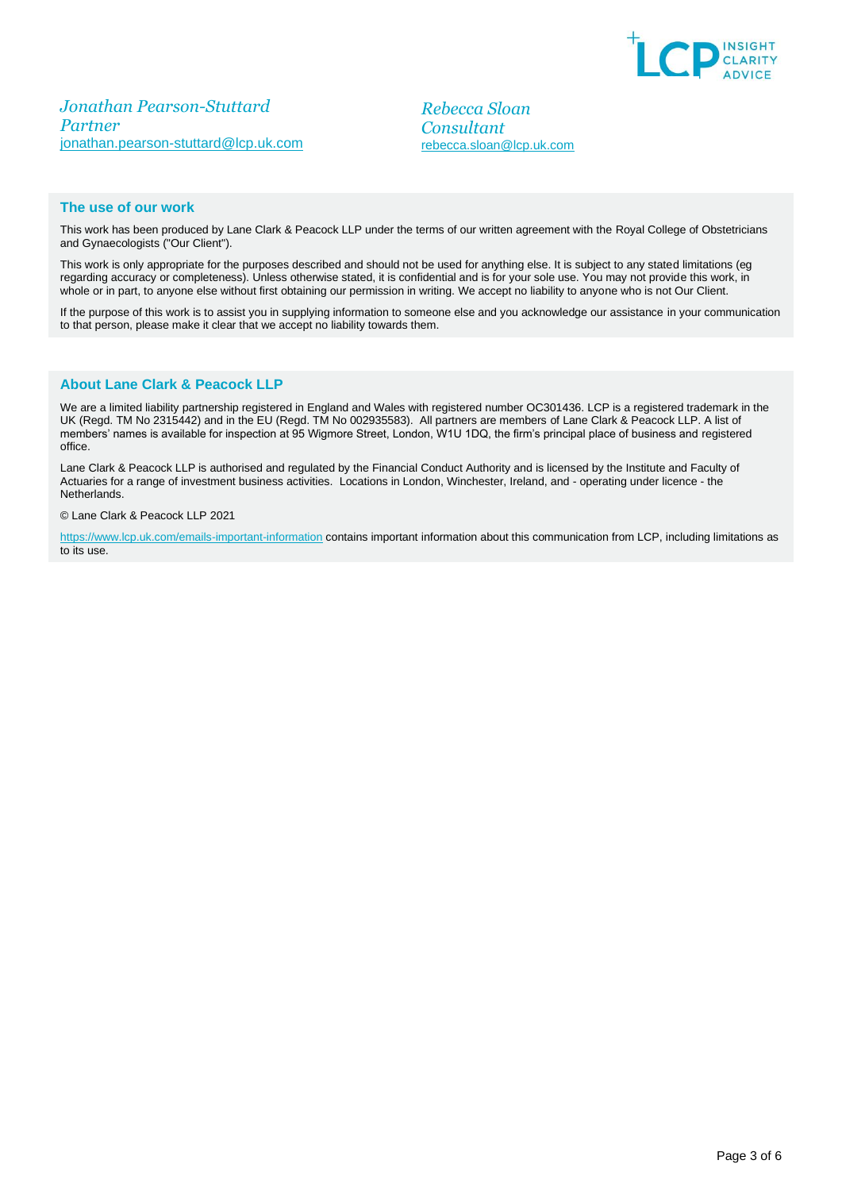*Jonathan Pearson-Stuttard*
*Partner*
jonathan.pearson-stuttard@lcp.uk.com

*Rebecca Sloan*
*Consultant*
rebecca.sloan@lcp.uk.com

## The use of our work

This work has been produced by Lane Clark & Peacock LLP under the terms of our written agreement with the Royal College of Obstetricians and Gynaecologists ("Our Client").

This work is only appropriate for the purposes described and should not be used for anything else. It is subject to any stated limitations (eg regarding accuracy or completeness). Unless otherwise stated, it is confidential and is for your sole use. You may not provide this work, in whole or in part, to anyone else without first obtaining our permission in writing. We accept no liability to anyone who is not Our Client.

If the purpose of this work is to assist you in supplying information to someone else and you acknowledge our assistance in your communication to that person, please make it clear that we accept no liability towards them.

## About Lane Clark & Peacock LLP

We are a limited liability partnership registered in England and Wales with registered number OC301436. LCP is a registered trademark in the UK (Regd. TM No 2315442) and in the EU (Regd. TM No 002935583). All partners are members of Lane Clark & Peacock LLP. A list of members' names is available for inspection at 95 Wigmore Street, London, W1U 1DQ, the firm's principal place of business and registered office.

Lane Clark & Peacock LLP is authorised and regulated by the Financial Conduct Authority and is licensed by the Institute and Faculty of Actuaries for a range of investment business activities. Locations in London, Winchester, Ireland, and - operating under licence - the Netherlands.

© Lane Clark & Peacock LLP 2021

https://www.lcp.uk.com/emails-important-information contains important information about this communication from LCP, including limitations as to its use.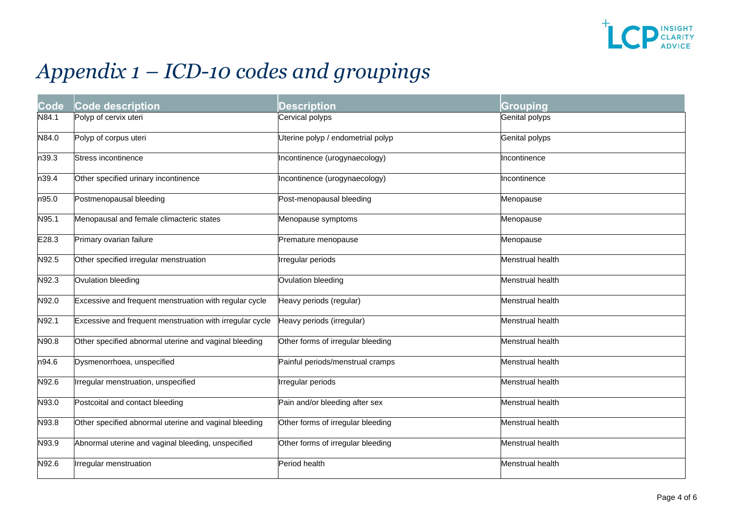# *Appendix 1 – ICD-10 codes and groupings*

| Code | Code description | Description | Grouping |
|---|---|---|---|
| N84.1 | Polyp of cervix uteri | Cervical polyps | Genital polyps |
| N84.0 | Polyp of corpus uteri | Uterine polyp / endometrial polyp | Genital polyps |
| n39.3 | Stress incontinence | Incontinence (urogynaecology) | Incontinence |
| n39.4 | Other specified urinary incontinence | Incontinence (urogynaecology) | Incontinence |
| n95.0 | Postmenopausal bleeding | Post-menopausal bleeding | Menopause |
| N95.1 | Menopausal and female climacteric states | Menopause symptoms | Menopause |
| E28.3 | Primary ovarian failure | Premature menopause | Menopause |
| N92.5 | Other specified irregular menstruation | Irregular periods | Menstrual health |
| N92.3 | Ovulation bleeding | Ovulation bleeding | Menstrual health |
| N92.0 | Excessive and frequent menstruation with regular cycle | Heavy periods (regular) | Menstrual health |
| N92.1 | Excessive and frequent menstruation with irregular cycle | Heavy periods (irregular) | Menstrual health |
| N90.8 | Other specified abnormal uterine and vaginal bleeding | Other forms of irregular bleeding | Menstrual health |
| n94.6 | Dysmenorrhoea, unspecified | Painful periods/menstrual cramps | Menstrual health |
| N92.6 | Irregular menstruation, unspecified | Irregular periods | Menstrual health |
| N93.0 | Postcoital and contact bleeding | Pain and/or bleeding after sex | Menstrual health |
| N93.8 | Other specified abnormal uterine and vaginal bleeding | Other forms of irregular bleeding | Menstrual health |
| N93.9 | Abnormal uterine and vaginal bleeding, unspecified | Other forms of irregular bleeding | Menstrual health |
| N92.6 | Irregular menstruation | Period health | Menstrual health |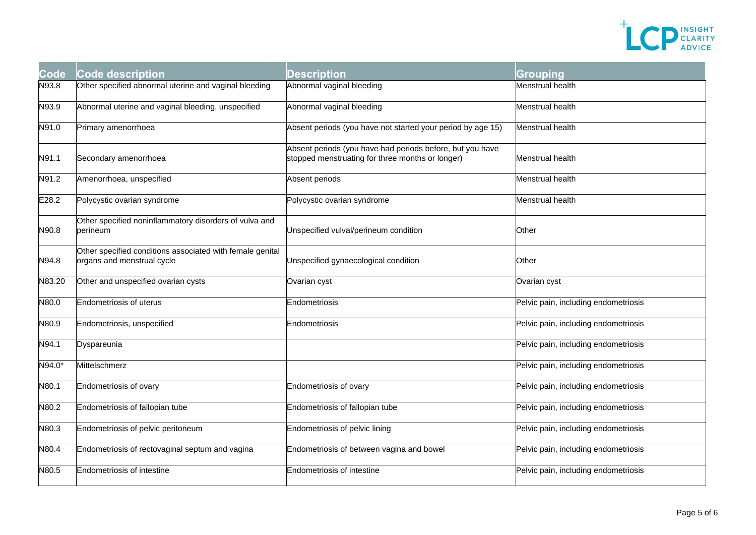| Code | Code description | Description | Grouping |
| --- | --- | --- | --- |
| N93.8 | Other specified abnormal uterine and vaginal bleeding | Abnormal vaginal bleeding | Menstrual health |
| N93.9 | Abnormal uterine and vaginal bleeding, unspecified | Abnormal vaginal bleeding | Menstrual health |
| N91.0 | Primary amenorrhoea | Absent periods (you have not started your period by age 15) | Menstrual health |
| N91.1 | Secondary amenorrhoea | Absent periods (you have had periods before, but you have stopped menstruating for three months or longer) | Menstrual health |
| N91.2 | Amenorrhoea, unspecified | Absent periods | Menstrual health |
| E28.2 | Polycystic ovarian syndrome | Polycystic ovarian syndrome | Menstrual health |
| N90.8 | Other specified noninflammatory disorders of vulva and perineum | Unspecified vulval/perineum condition | Other |
| N94.8 | Other specified conditions associated with female genital organs and menstrual cycle | Unspecified gynaecological condition | Other |
| N83.20 | Other and unspecified ovarian cysts | Ovarian cyst | Ovarian cyst |
| N80.0 | Endometriosis of uterus | Endometriosis | Pelvic pain, including endometriosis |
| N80.9 | Endometriosis, unspecified | Endometriosis | Pelvic pain, including endometriosis |
| N94.1 | Dyspareunia | | Pelvic pain, including endometriosis |
| N94.0* | Mittelschmerz | | Pelvic pain, including endometriosis |
| N80.1 | Endometriosis of ovary | Endometriosis of ovary | Pelvic pain, including endometriosis |
| N80.2 | Endometriosis of fallopian tube | Endometriosis of fallopian tube | Pelvic pain, including endometriosis |
| N80.3 | Endometriosis of pelvic peritoneum | Endometriosis of pelvic lining | Pelvic pain, including endometriosis |
| N80.4 | Endometriosis of rectovaginal septum and vagina | Endometriosis of between vagina and bowel | Pelvic pain, including endometriosis |
| N80.5 | Endometriosis of intestine | Endometriosis of intestine | Pelvic pain, including endometriosis |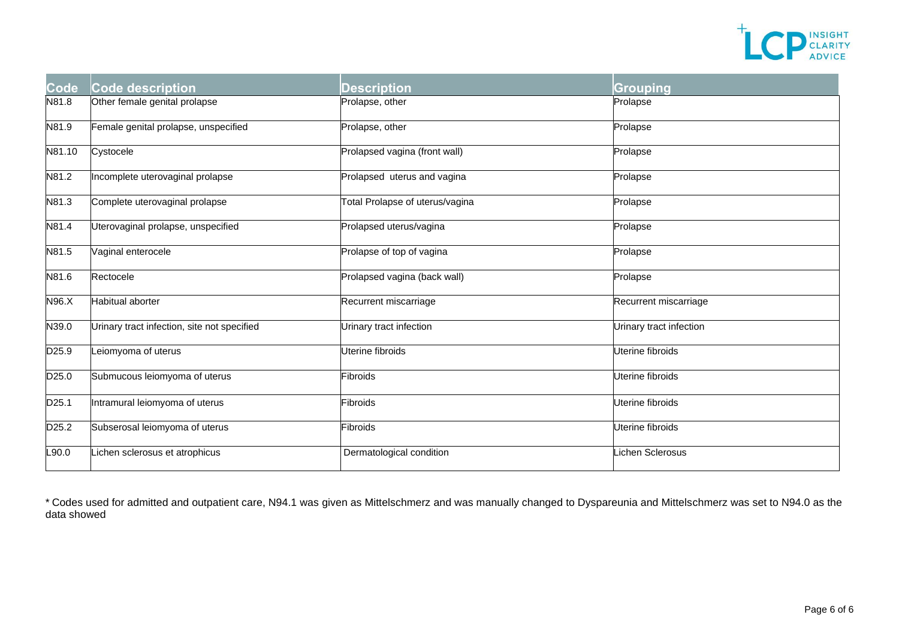| Code | Code description | Description | Grouping |
| --- | --- | --- | --- |
| N81.8 | Other female genital prolapse | Prolapse, other | Prolapse |
| N81.9 | Female genital prolapse, unspecified | Prolapse, other | Prolapse |
| N81.10 | Cystocele | Prolapsed vagina (front wall) | Prolapse |
| N81.2 | Incomplete uterovaginal prolapse | Prolapsed uterus and vagina | Prolapse |
| N81.3 | Complete uterovaginal prolapse | Total Prolapse of uterus/vagina | Prolapse |
| N81.4 | Uterovaginal prolapse, unspecified | Prolapsed uterus/vagina | Prolapse |
| N81.5 | Vaginal enterocele | Prolapse of top of vagina | Prolapse |
| N81.6 | Rectocele | Prolapsed vagina (back wall) | Prolapse |
| N96.X | Habitual aborter | Recurrent miscarriage | Recurrent miscarriage |
| N39.0 | Urinary tract infection, site not specified | Urinary tract infection | Urinary tract infection |
| D25.9 | Leiomyoma of uterus | Uterine fibroids | Uterine fibroids |
| D25.0 | Submucous leiomyoma of uterus | Fibroids | Uterine fibroids |
| D25.1 | Intramural leiomyoma of uterus | Fibroids | Uterine fibroids |
| D25.2 | Subserosal leiomyoma of uterus | Fibroids | Uterine fibroids |
| L90.0 | Lichen sclerosus et atrophicus | Dermatological condition | Lichen Sclerosus |

* Codes used for admitted and outpatient care, N94.1 was given as Mittelschmerz and was manually changed to Dyspareunia and Mittelschmerz was set to N94.0 as the data showed